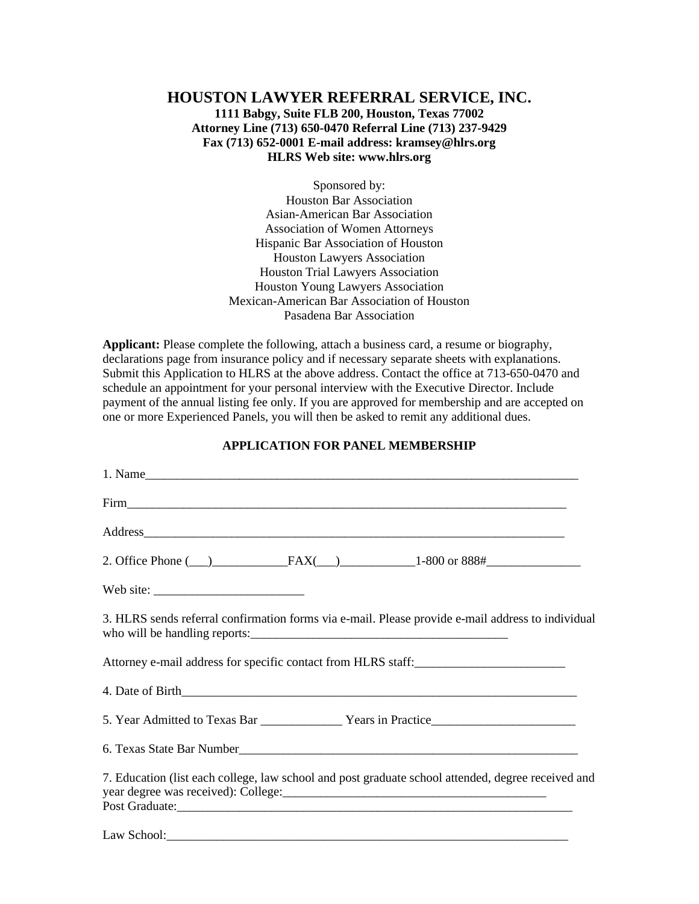# HOUSTON LAWYER REFERRAL SERVICE, INC.

**1111 Babgy, Suite FLB 200, Houston, Texas 77002**
**Attorney Line (713) 650-0470 Referral Line (713) 237-9429**
**Fax (713) 652-0001 E-mail address: kramsey@hlrs.org**
**HLRS Web site: www.hlrs.org**

Sponsored by:
Houston Bar Association
Asian-American Bar Association
Association of Women Attorneys
Hispanic Bar Association of Houston
Houston Lawyers Association
Houston Trial Lawyers Association
Houston Young Lawyers Association
Mexican-American Bar Association of Houston
Pasadena Bar Association

**Applicant:** Please complete the following, attach a business card, a resume or biography, declarations page from insurance policy and if necessary separate sheets with explanations. Submit this Application to HLRS at the above address. Contact the office at 713-650-0470 and schedule an appointment for your personal interview with the Executive Director. Include payment of the annual listing fee only. If you are approved for membership and are accepted on one or more Experienced Panels, you will then be asked to remit any additional dues.

## APPLICATION FOR PANEL MEMBERSHIP

1. Name_______________________________________________________________________

Firm_________________________________________________________________________

Address______________________________________________________________________

2. Office Phone (___)____________FAX(___)____________1-800 or 888#_______________

Web site: ________________________

3. HLRS sends referral confirmation forms via e-mail. Please provide e-mail address to individual who will be handling reports:_________________________________________

Attorney e-mail address for specific contact from HLRS staff:________________________

4. Date of Birth__________________________________________________________________

5. Year Admitted to Texas Bar _____________ Years in Practice_______________________

6. Texas State Bar Number_________________________________________________________

7. Education (list each college, law school and post graduate school attended, degree received and year degree was received): College:___________________________________________
Post Graduate:__________________________________________________________________

Law School:____________________________________________________________________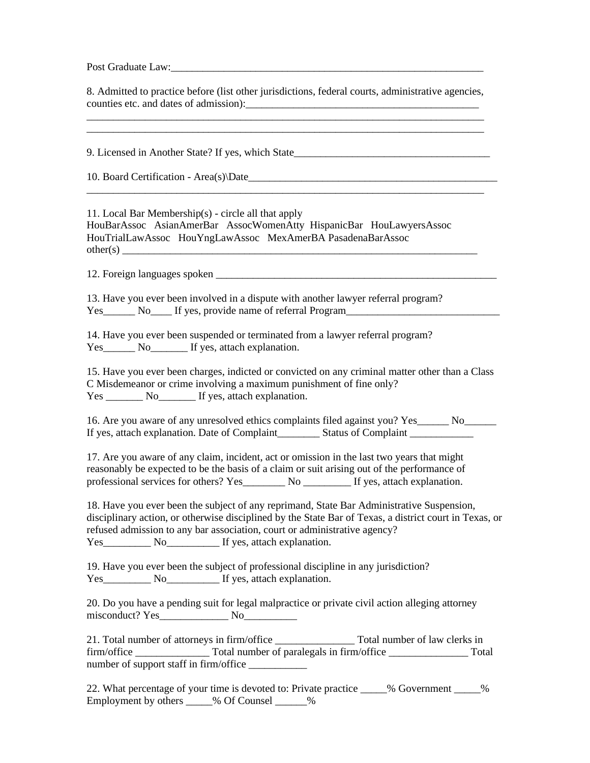Post Graduate Law:___________________________________________________________

8. Admitted to practice before (list other jurisdictions, federal courts, administrative agencies, counties etc. and dates of admission):_____________________________________________
______________________________________________________________________________
______________________________________________________________________________

9. Licensed in Another State? If yes, which State______________________________________

10. Board Certification - Area(s)\Date__________________________________________________
______________________________________________________________________________

11. Local Bar Membership(s) - circle all that apply
HouBarAssoc AsianAmerBar AssocWomenAtty HispanicBar HouLawyersAssoc HouTrialLawAssoc HouYngLawAssoc MexAmerBA PasadenaBarAssoc
other(s) ____________________________________________________________________

12. Foreign languages spoken ______________________________________________________

13. Have you ever been involved in a dispute with another lawyer referral program?
Yes______ No____ If yes, provide name of referral Program______________________________

14. Have you ever been suspended or terminated from a lawyer referral program?
Yes______ No_______ If yes, attach explanation.

15. Have you ever been charges, indicted or convicted on any criminal matter other than a Class C Misdemeanor or crime involving a maximum punishment of fine only?
Yes _______ No_______ If yes, attach explanation.

16. Are you aware of any unresolved ethics complaints filed against you? Yes______ No______
If yes, attach explanation. Date of Complaint________ Status of Complaint ____________

17. Are you aware of any claim, incident, act or omission in the last two years that might reasonably be expected to be the basis of a claim or suit arising out of the performance of professional services for others? Yes________ No _________ If yes, attach explanation.

18. Have you ever been the subject of any reprimand, State Bar Administrative Suspension, disciplinary action, or otherwise disciplined by the State Bar of Texas, a district court in Texas, or refused admission to any bar association, court or administrative agency?
Yes_________ No__________ If yes, attach explanation.

19. Have you ever been the subject of professional discipline in any jurisdiction?
Yes_________ No__________ If yes, attach explanation.

20. Do you have a pending suit for legal malpractice or private civil action alleging attorney misconduct? Yes_____________ No__________

21. Total number of attorneys in firm/office _______________ Total number of law clerks in firm/office ______________ Total number of paralegals in firm/office _______________ Total number of support staff in firm/office ___________

22. What percentage of your time is devoted to: Private practice _____% Government _____% Employment by others _____% Of Counsel ______%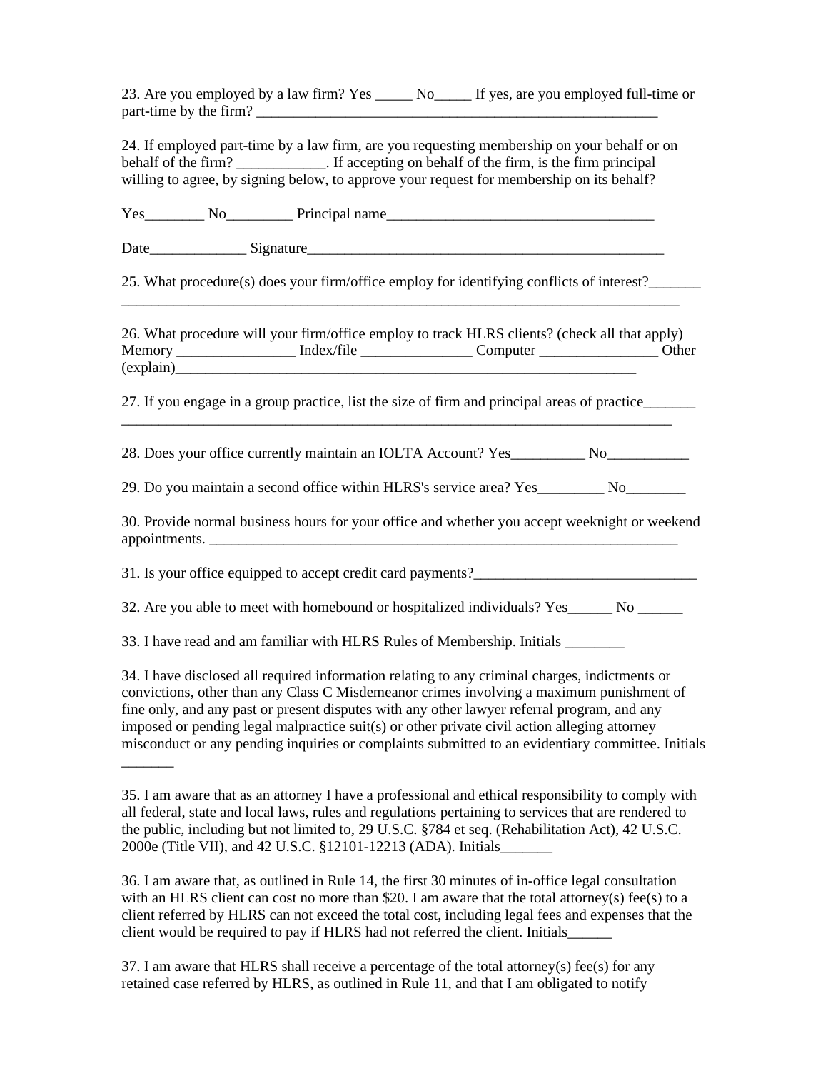23. Are you employed by a law firm? Yes _____ No_____ If yes, are you employed full-time or part-time by the firm? _______________________________________________________

24. If employed part-time by a law firm, are you requesting membership on your behalf or on behalf of the firm? ____________. If accepting on behalf of the firm, is the firm principal willing to agree, by signing below, to approve your request for membership on its behalf?

Yes________ No_________ Principal name____________________________________

Date_____________ Signature_________________________________________________

25. What procedure(s) does your firm/office employ for identifying conflicts of interest?_______ ______________________________________________________________________________

26. What procedure will your firm/office employ to track HLRS clients? (check all that apply) Memory ________________ Index/file _______________ Computer ________________ Other (explain)_________________________________________________________________

27. If you engage in a group practice, list the size of firm and principal areas of practice_______ ______________________________________________________________________________

28. Does your office currently maintain an IOLTA Account? Yes__________ No___________

29. Do you maintain a second office within HLRS's service area? Yes_________ No________

30. Provide normal business hours for your office and whether you accept weeknight or weekend appointments. _________________________________________________________________

31. Is your office equipped to accept credit card payments?______________________________

32. Are you able to meet with homebound or hospitalized individuals? Yes______ No ______

33. I have read and am familiar with HLRS Rules of Membership. Initials ________

34. I have disclosed all required information relating to any criminal charges, indictments or convictions, other than any Class C Misdemeanor crimes involving a maximum punishment of fine only, and any past or present disputes with any other lawyer referral program, and any imposed or pending legal malpractice suit(s) or other private civil action alleging attorney misconduct or any pending inquiries or complaints submitted to an evidentiary committee. Initials _______

35. I am aware that as an attorney I have a professional and ethical responsibility to comply with all federal, state and local laws, rules and regulations pertaining to services that are rendered to the public, including but not limited to, 29 U.S.C. §784 et seq. (Rehabilitation Act), 42 U.S.C. 2000e (Title VII), and 42 U.S.C. §12101-12213 (ADA). Initials_______

36. I am aware that, as outlined in Rule 14, the first 30 minutes of in-office legal consultation with an HLRS client can cost no more than $20. I am aware that the total attorney(s) fee(s) to a client referred by HLRS can not exceed the total cost, including legal fees and expenses that the client would be required to pay if HLRS had not referred the client. Initials______

37. I am aware that HLRS shall receive a percentage of the total attorney(s) fee(s) for any retained case referred by HLRS, as outlined in Rule 11, and that I am obligated to notify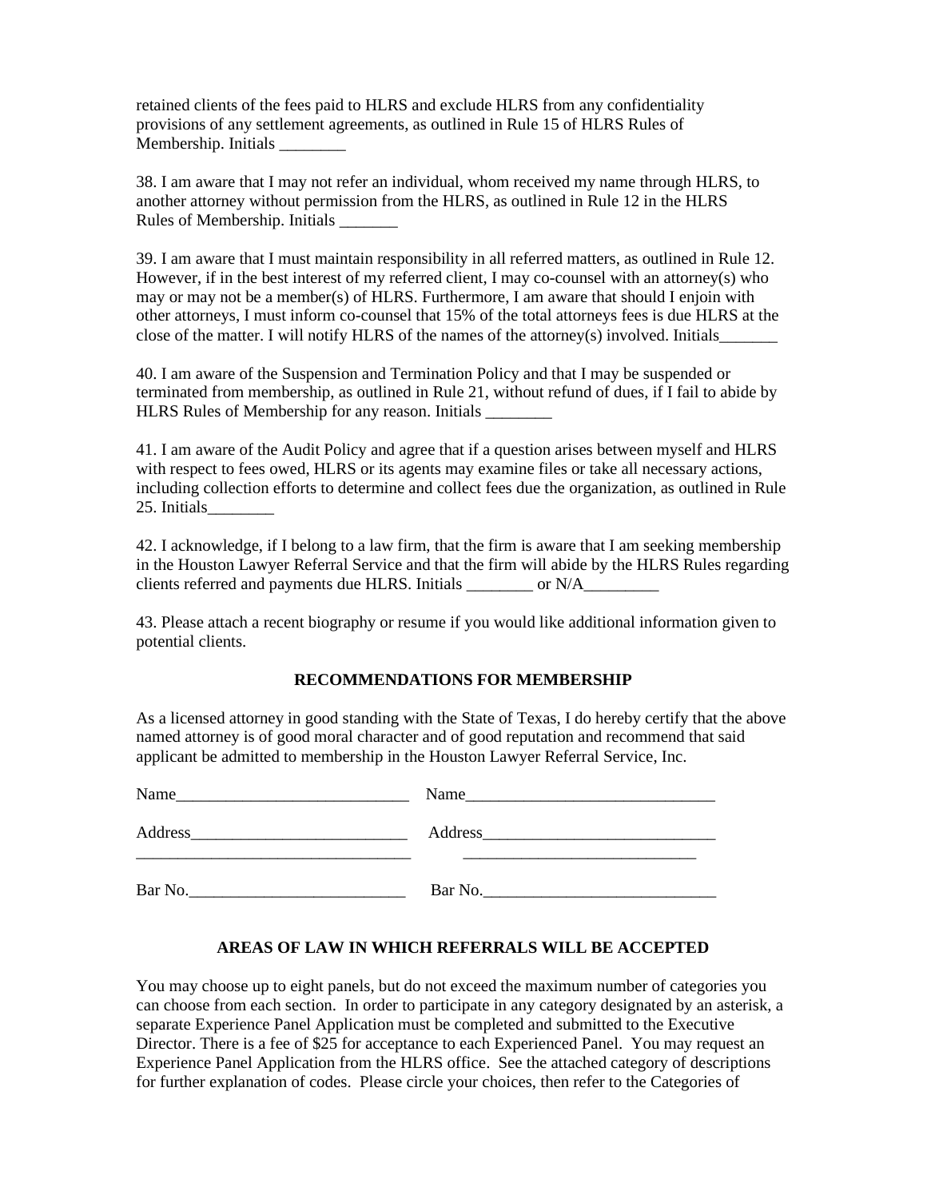retained clients of the fees paid to HLRS and exclude HLRS from any confidentiality provisions of any settlement agreements, as outlined in Rule 15 of HLRS Rules of Membership. Initials ________

38. I am aware that I may not refer an individual, whom received my name through HLRS, to another attorney without permission from the HLRS, as outlined in Rule 12 in the HLRS Rules of Membership. Initials _______

39. I am aware that I must maintain responsibility in all referred matters, as outlined in Rule 12. However, if in the best interest of my referred client, I may co-counsel with an attorney(s) who may or may not be a member(s) of HLRS. Furthermore, I am aware that should I enjoin with other attorneys, I must inform co-counsel that 15% of the total attorneys fees is due HLRS at the close of the matter. I will notify HLRS of the names of the attorney(s) involved. Initials_______

40. I am aware of the Suspension and Termination Policy and that I may be suspended or terminated from membership, as outlined in Rule 21, without refund of dues, if I fail to abide by HLRS Rules of Membership for any reason. Initials ________

41. I am aware of the Audit Policy and agree that if a question arises between myself and HLRS with respect to fees owed, HLRS or its agents may examine files or take all necessary actions, including collection efforts to determine and collect fees due the organization, as outlined in Rule 25. Initials________

42. I acknowledge, if I belong to a law firm, that the firm is aware that I am seeking membership in the Houston Lawyer Referral Service and that the firm will abide by the HLRS Rules regarding clients referred and payments due HLRS. Initials ________ or N/A_________

43. Please attach a recent biography or resume if you would like additional information given to potential clients.

**RECOMMENDATIONS FOR MEMBERSHIP**

As a licensed attorney in good standing with the State of Texas, I do hereby certify that the above named attorney is of good moral character and of good reputation and recommend that said applicant be admitted to membership in the Houston Lawyer Referral Service, Inc.

Name____________________________ Name______________________________

Address__________________________ Address____________________________
_________________________________ ____________________________

Bar No.__________________________ Bar No.____________________________

**AREAS OF LAW IN WHICH REFERRALS WILL BE ACCEPTED**

You may choose up to eight panels, but do not exceed the maximum number of categories you can choose from each section. In order to participate in any category designated by an asterisk, a separate Experience Panel Application must be completed and submitted to the Executive Director. There is a fee of $25 for acceptance to each Experienced Panel. You may request an Experience Panel Application from the HLRS office. See the attached category of descriptions for further explanation of codes. Please circle your choices, then refer to the Categories of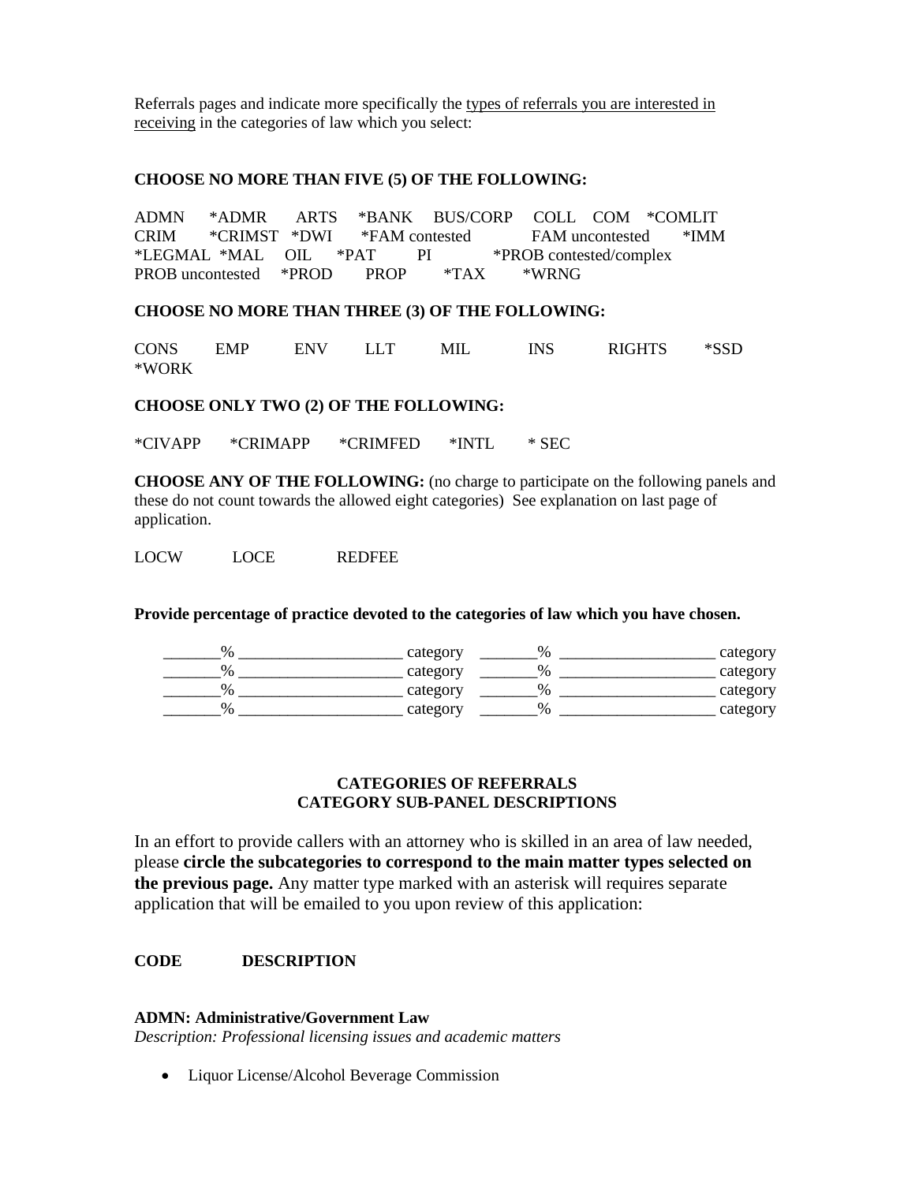Referrals pages and indicate more specifically the <u>types of referrals you are interested in receiving</u> in the categories of law which you select:

**CHOOSE NO MORE THAN FIVE (5) OF THE FOLLOWING:**

ADMN *ADMR ARTS *BANK BUS/CORP COLL COM *COMLIT
CRIM *CRIMST *DWI *FAM contested FAM uncontested *IMM
*LEGMAL *MAL OIL *PAT PI *PROB contested/complex
PROB uncontested *PROD PROP *TAX *WRNG

**CHOOSE NO MORE THAN THREE (3) OF THE FOLLOWING:**

CONS EMP ENV LLT MIL INS RIGHTS *SSD
*WORK

**CHOOSE ONLY TWO (2) OF THE FOLLOWING:**

*CIVAPP *CRIMAPP *CRIMFED *INTL * SEC

**CHOOSE ANY OF THE FOLLOWING:** (no charge to participate on the following panels and these do not count towards the allowed eight categories) See explanation on last page of application.

LOCW LOCE REDFEE

**Provide percentage of practice devoted to the categories of law which you have chosen.**

_______% ____________________ category _______% ___________________ category
_______% ____________________ category _______% ___________________ category
_______% ____________________ category _______% ___________________ category
_______% ____________________ category _______% ___________________ category

**CATEGORIES OF REFERRALS**
**CATEGORY SUB-PANEL DESCRIPTIONS**

In an effort to provide callers with an attorney who is skilled in an area of law needed, please **circle the subcategories to correspond to the main matter types selected on the previous page.** Any matter type marked with an asterisk will requires separate application that will be emailed to you upon review of this application:

**CODE DESCRIPTION**

**ADMN: Administrative/Government Law**
*Description: Professional licensing issues and academic matters*

- Liquor License/Alcohol Beverage Commission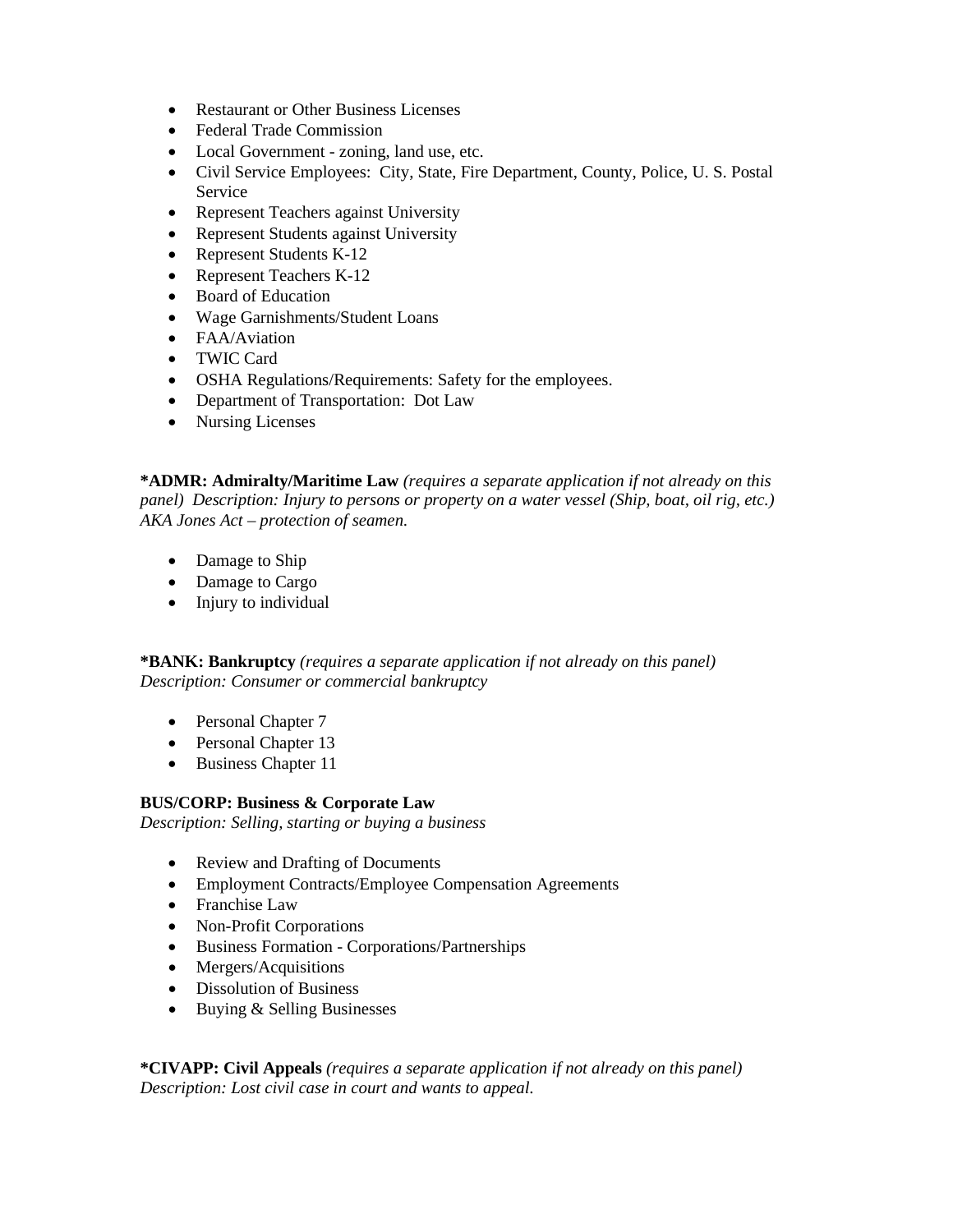- Restaurant or Other Business Licenses
- Federal Trade Commission
- Local Government - zoning, land use, etc.
- Civil Service Employees: City, State, Fire Department, County, Police, U. S. Postal Service
- Represent Teachers against University
- Represent Students against University
- Represent Students K-12
- Represent Teachers K-12
- Board of Education
- Wage Garnishments/Student Loans
- FAA/Aviation
- TWIC Card
- OSHA Regulations/Requirements: Safety for the employees.
- Department of Transportation: Dot Law
- Nursing Licenses

**\*ADMR: Admiralty/Maritime Law** *(requires a separate application if not already on this panel) Description: Injury to persons or property on a water vessel (Ship, boat, oil rig, etc.) AKA Jones Act – protection of seamen.*

- Damage to Ship
- Damage to Cargo
- Injury to individual

**\*BANK: Bankruptcy** *(requires a separate application if not already on this panel) Description: Consumer or commercial bankruptcy*

- Personal Chapter 7
- Personal Chapter 13
- Business Chapter 11

**BUS/CORP: Business & Corporate Law**
*Description: Selling, starting or buying a business*

- Review and Drafting of Documents
- Employment Contracts/Employee Compensation Agreements
- Franchise Law
- Non-Profit Corporations
- Business Formation - Corporations/Partnerships
- Mergers/Acquisitions
- Dissolution of Business
- Buying & Selling Businesses

**\*CIVAPP: Civil Appeals** *(requires a separate application if not already on this panel) Description: Lost civil case in court and wants to appeal.*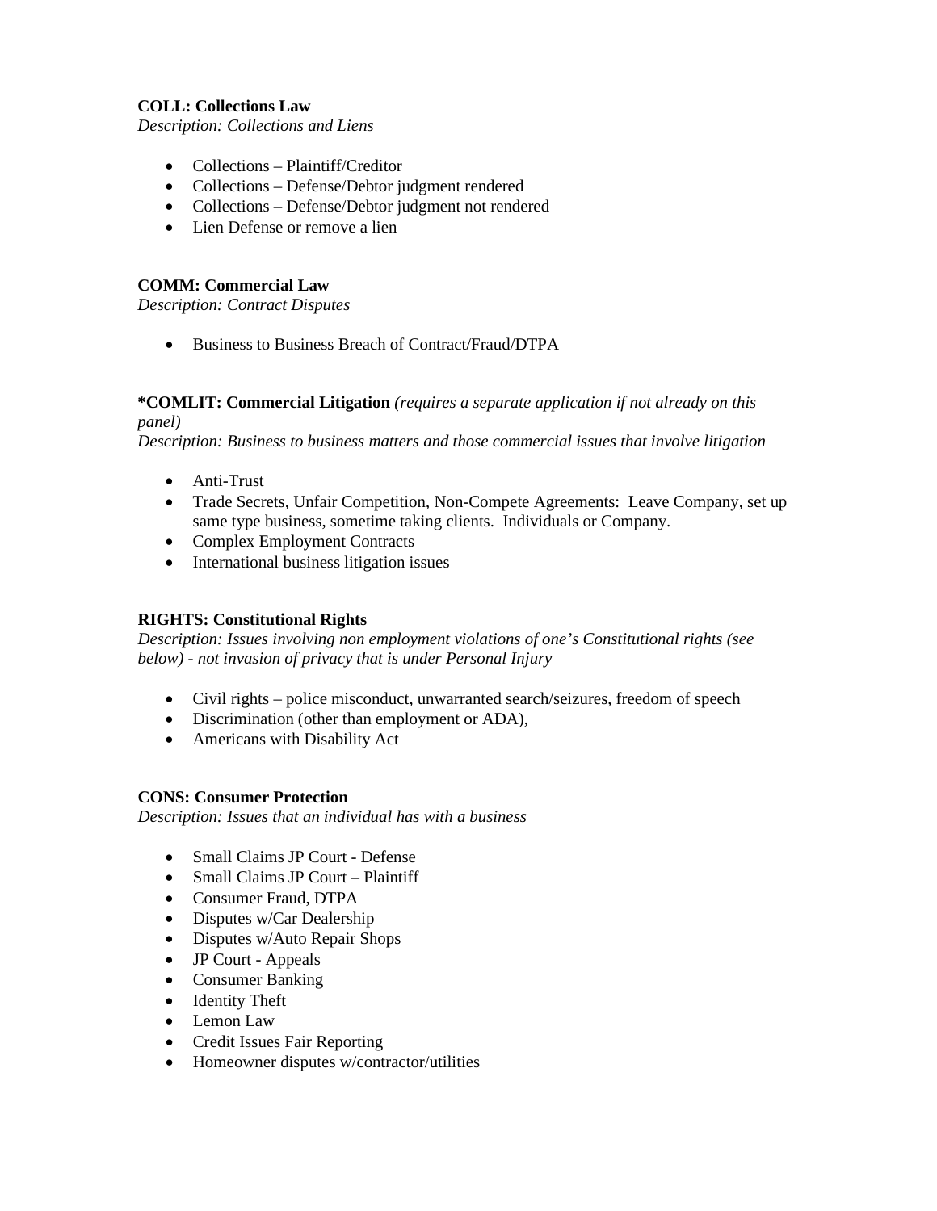**COLL: Collections Law**

*Description: Collections and Liens*

- Collections – Plaintiff/Creditor
- Collections – Defense/Debtor judgment rendered
- Collections – Defense/Debtor judgment not rendered
- Lien Defense or remove a lien

**COMM: Commercial Law**

*Description: Contract Disputes*

- Business to Business Breach of Contract/Fraud/DTPA

**\*COMLIT: Commercial Litigation** *(requires a separate application if not already on this panel)*

*Description: Business to business matters and those commercial issues that involve litigation*

- Anti-Trust
- Trade Secrets, Unfair Competition, Non-Compete Agreements: Leave Company, set up same type business, sometime taking clients. Individuals or Company.
- Complex Employment Contracts
- International business litigation issues

**RIGHTS: Constitutional Rights**

*Description: Issues involving non employment violations of one's Constitutional rights (see below) - not invasion of privacy that is under Personal Injury*

- Civil rights – police misconduct, unwarranted search/seizures, freedom of speech
- Discrimination (other than employment or ADA),
- Americans with Disability Act

**CONS: Consumer Protection**

*Description: Issues that an individual has with a business*

- Small Claims JP Court - Defense
- Small Claims JP Court – Plaintiff
- Consumer Fraud, DTPA
- Disputes w/Car Dealership
- Disputes w/Auto Repair Shops
- JP Court - Appeals
- Consumer Banking
- Identity Theft
- Lemon Law
- Credit Issues Fair Reporting
- Homeowner disputes w/contractor/utilities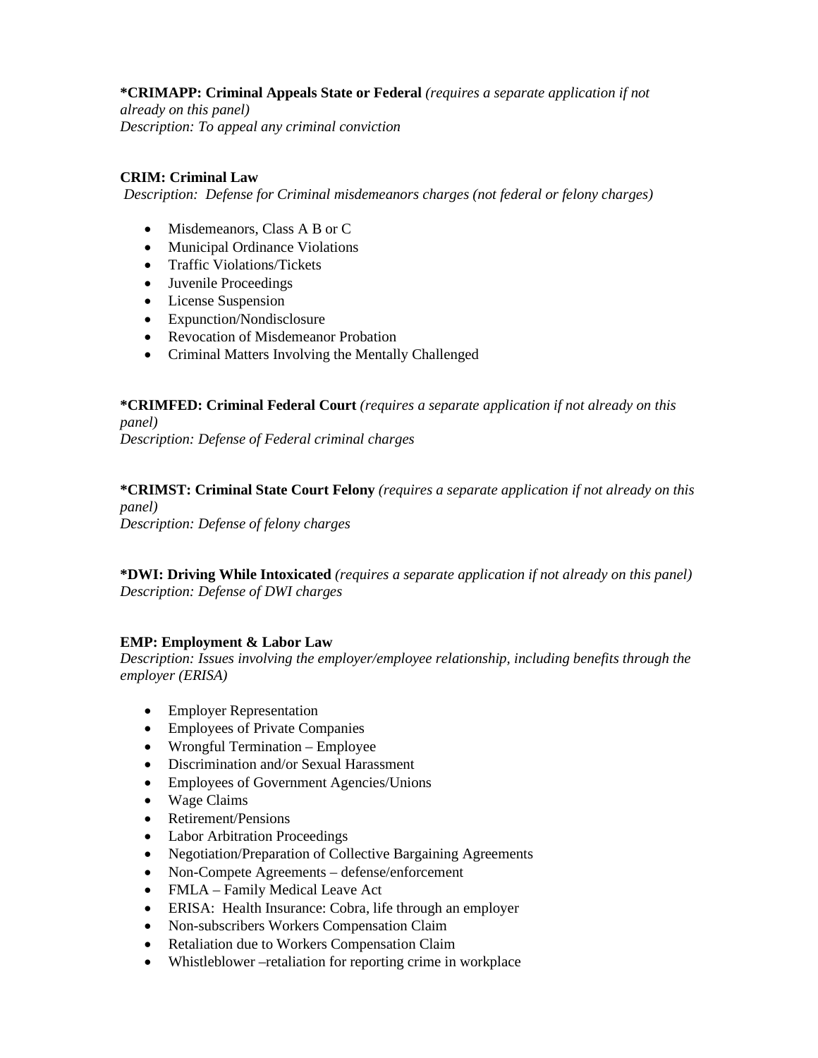**\*CRIMAPP: Criminal Appeals State or Federal** *(requires a separate application if not already on this panel)*
*Description: To appeal any criminal conviction*

**CRIM: Criminal Law**
*Description: Defense for Criminal misdemeanors charges (not federal or felony charges)*

- Misdemeanors, Class A B or C
- Municipal Ordinance Violations
- Traffic Violations/Tickets
- Juvenile Proceedings
- License Suspension
- Expunction/Nondisclosure
- Revocation of Misdemeanor Probation
- Criminal Matters Involving the Mentally Challenged

**\*CRIMFED: Criminal Federal Court** *(requires a separate application if not already on this panel)*
*Description: Defense of Federal criminal charges*

**\*CRIMST: Criminal State Court Felony** *(requires a separate application if not already on this panel)*
*Description: Defense of felony charges*

**\*DWI: Driving While Intoxicated** *(requires a separate application if not already on this panel)*
*Description: Defense of DWI charges*

**EMP: Employment & Labor Law**
*Description: Issues involving the employer/employee relationship, including benefits through the employer (ERISA)*

- Employer Representation
- Employees of Private Companies
- Wrongful Termination – Employee
- Discrimination and/or Sexual Harassment
- Employees of Government Agencies/Unions
- Wage Claims
- Retirement/Pensions
- Labor Arbitration Proceedings
- Negotiation/Preparation of Collective Bargaining Agreements
- Non-Compete Agreements – defense/enforcement
- FMLA – Family Medical Leave Act
- ERISA: Health Insurance: Cobra, life through an employer
- Non-subscribers Workers Compensation Claim
- Retaliation due to Workers Compensation Claim
- Whistleblower –retaliation for reporting crime in workplace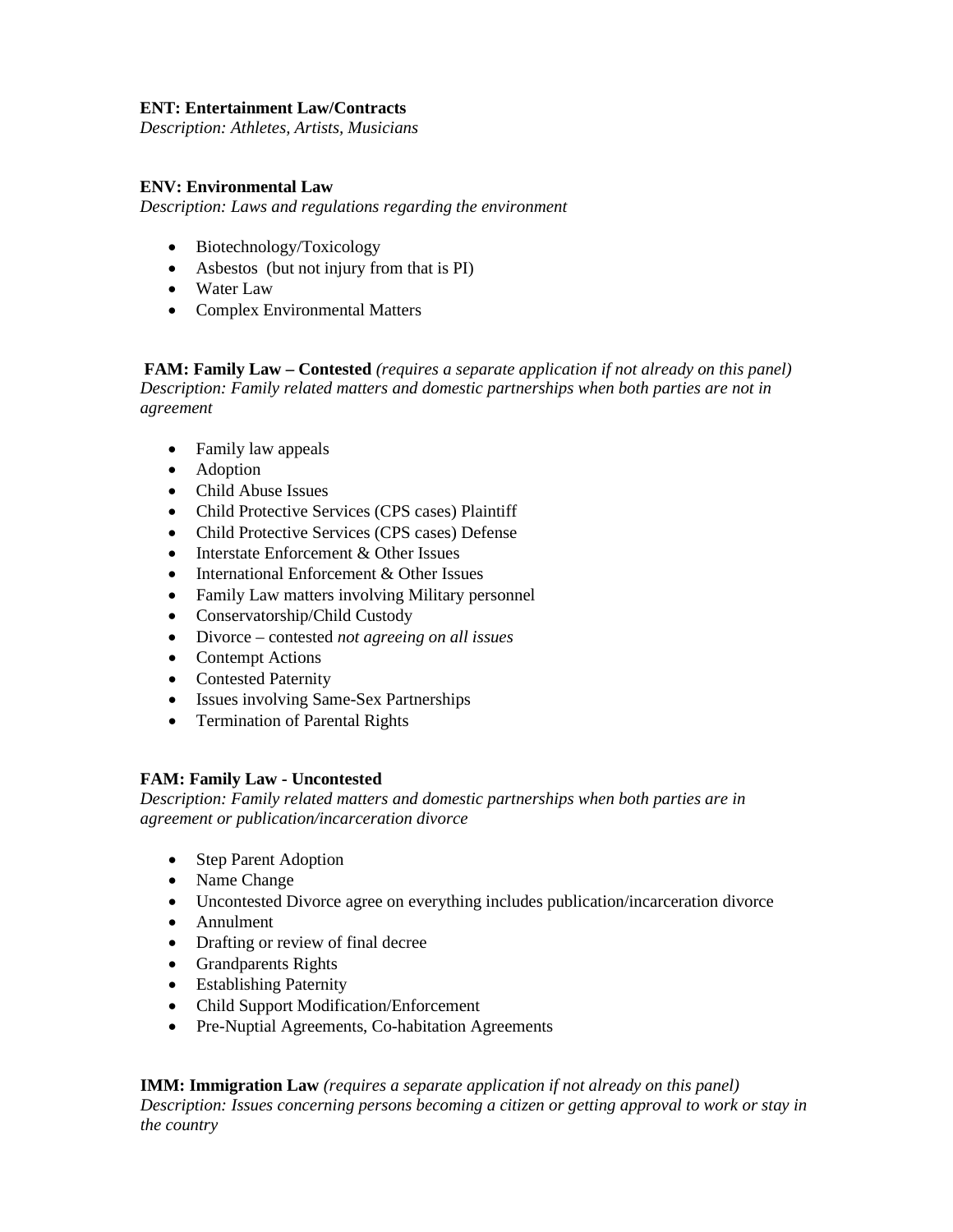**ENT: Entertainment Law/Contracts**
*Description: Athletes, Artists, Musicians*

**ENV: Environmental Law**
*Description: Laws and regulations regarding the environment*

- Biotechnology/Toxicology
- Asbestos (but not injury from that is PI)
- Water Law
- Complex Environmental Matters

**FAM: Family Law – Contested** *(requires a separate application if not already on this panel)*
*Description: Family related matters and domestic partnerships when both parties are not in agreement*

- Family law appeals
- Adoption
- Child Abuse Issues
- Child Protective Services (CPS cases) Plaintiff
- Child Protective Services (CPS cases) Defense
- Interstate Enforcement & Other Issues
- International Enforcement & Other Issues
- Family Law matters involving Military personnel
- Conservatorship/Child Custody
- Divorce – contested *not agreeing on all issues*
- Contempt Actions
- Contested Paternity
- Issues involving Same-Sex Partnerships
- Termination of Parental Rights

**FAM: Family Law - Uncontested**
*Description: Family related matters and domestic partnerships when both parties are in agreement or publication/incarceration divorce*

- Step Parent Adoption
- Name Change
- Uncontested Divorce agree on everything includes publication/incarceration divorce
- Annulment
- Drafting or review of final decree
- Grandparents Rights
- Establishing Paternity
- Child Support Modification/Enforcement
- Pre-Nuptial Agreements, Co-habitation Agreements

**IMM: Immigration Law** *(requires a separate application if not already on this panel)*
*Description: Issues concerning persons becoming a citizen or getting approval to work or stay in the country*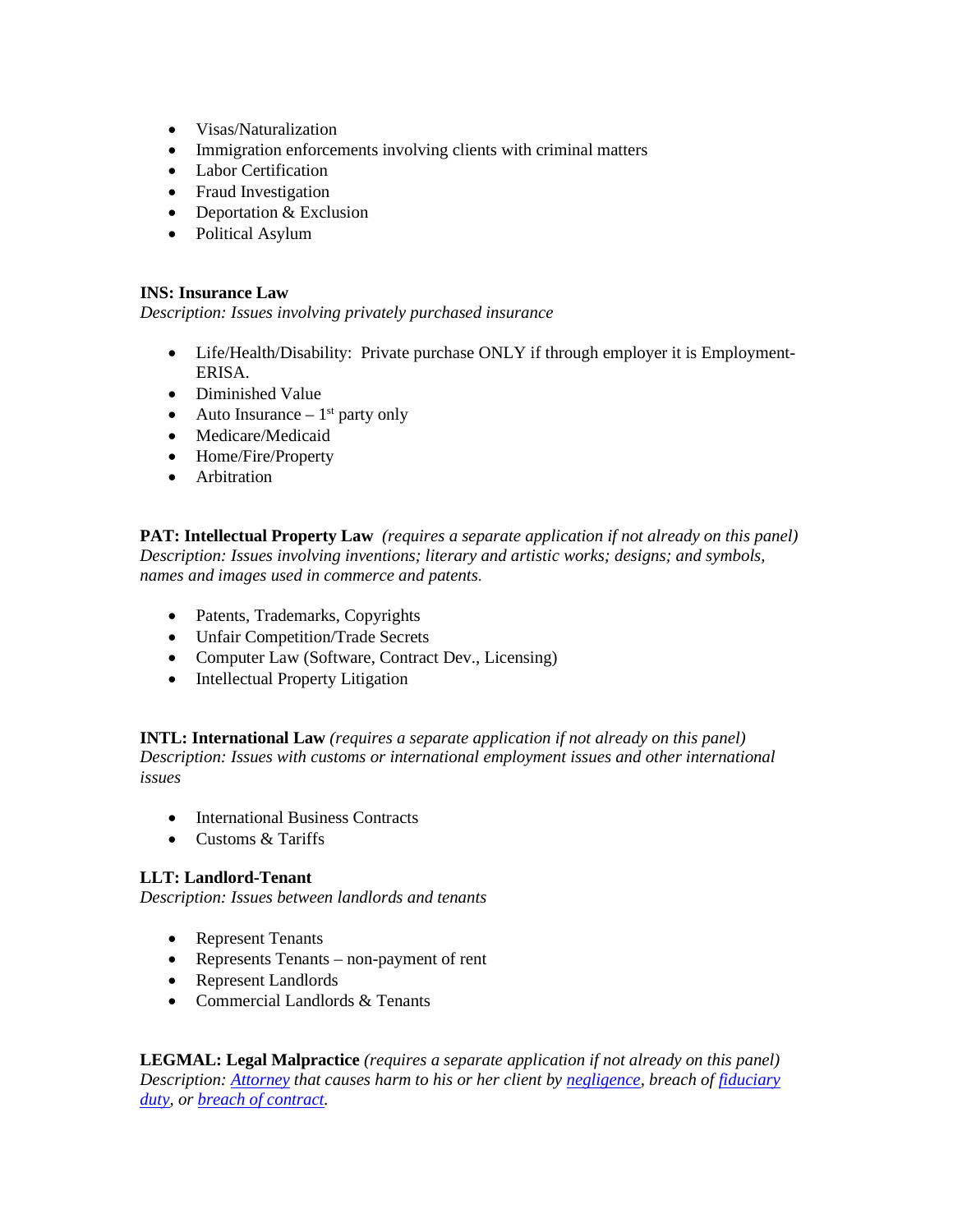- Visas/Naturalization
- Immigration enforcements involving clients with criminal matters
- Labor Certification
- Fraud Investigation
- Deportation & Exclusion
- Political Asylum

**INS: Insurance Law**
*Description: Issues involving privately purchased insurance*

- Life/Health/Disability: Private purchase ONLY if through employer it is Employment-ERISA.
- Diminished Value
- Auto Insurance – 1st party only
- Medicare/Medicaid
- Home/Fire/Property
- Arbitration

**PAT: Intellectual Property Law** *(requires a separate application if not already on this panel)*
*Description: Issues involving inventions; literary and artistic works; designs; and symbols, names and images used in commerce and patents.*

- Patents, Trademarks, Copyrights
- Unfair Competition/Trade Secrets
- Computer Law (Software, Contract Dev., Licensing)
- Intellectual Property Litigation

**INTL: International Law** *(requires a separate application if not already on this panel)*
*Description: Issues with customs or international employment issues and other international issues*

- International Business Contracts
- Customs & Tariffs

**LLT: Landlord-Tenant**
*Description: Issues between landlords and tenants*

- Represent Tenants
- Represents Tenants – non-payment of rent
- Represent Landlords
- Commercial Landlords & Tenants

**LEGMAL: Legal Malpractice** *(requires a separate application if not already on this panel)*
*Description: Attorney that causes harm to his or her client by negligence, breach of fiduciary duty, or breach of contract.*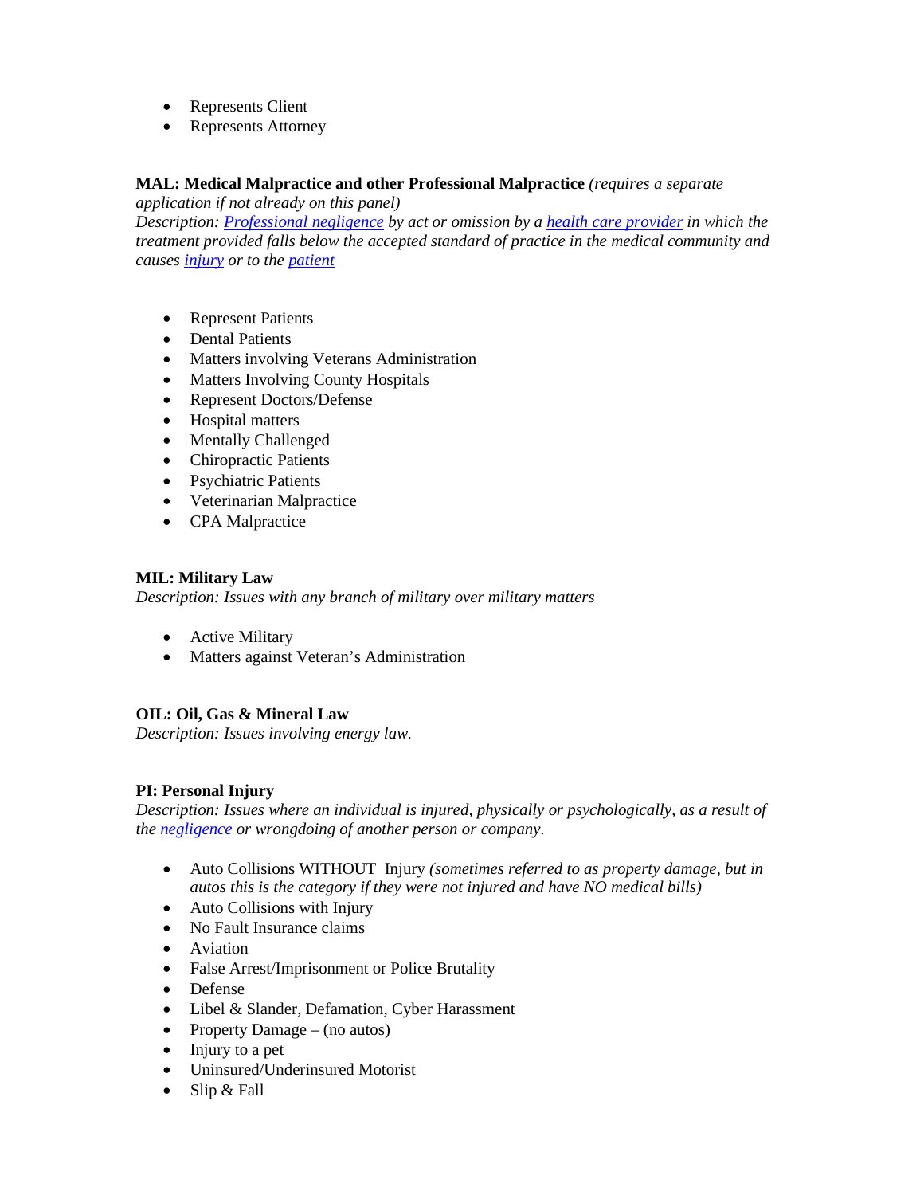- Represents Client
- Represents Attorney

**MAL: Medical Malpractice and other Professional Malpractice** *(requires a separate application if not already on this panel)*
*Description: Professional negligence by act or omission by a health care provider in which the treatment provided falls below the accepted standard of practice in the medical community and causes injury or to the patient*

- Represent Patients
- Dental Patients
- Matters involving Veterans Administration
- Matters Involving County Hospitals
- Represent Doctors/Defense
- Hospital matters
- Mentally Challenged
- Chiropractic Patients
- Psychiatric Patients
- Veterinarian Malpractice
- CPA Malpractice

**MIL: Military Law**
*Description: Issues with any branch of military over military matters*

- Active Military
- Matters against Veteran's Administration

**OIL: Oil, Gas & Mineral Law**
*Description: Issues involving energy law.*

**PI: Personal Injury**
*Description: Issues where an individual is injured, physically or psychologically, as a result of the negligence or wrongdoing of another person or company.*

- Auto Collisions WITHOUT Injury *(sometimes referred to as property damage, but in autos this is the category if they were not injured and have NO medical bills)*
- Auto Collisions with Injury
- No Fault Insurance claims
- Aviation
- False Arrest/Imprisonment or Police Brutality
- Defense
- Libel & Slander, Defamation, Cyber Harassment
- Property Damage – (no autos)
- Injury to a pet
- Uninsured/Underinsured Motorist
- Slip & Fall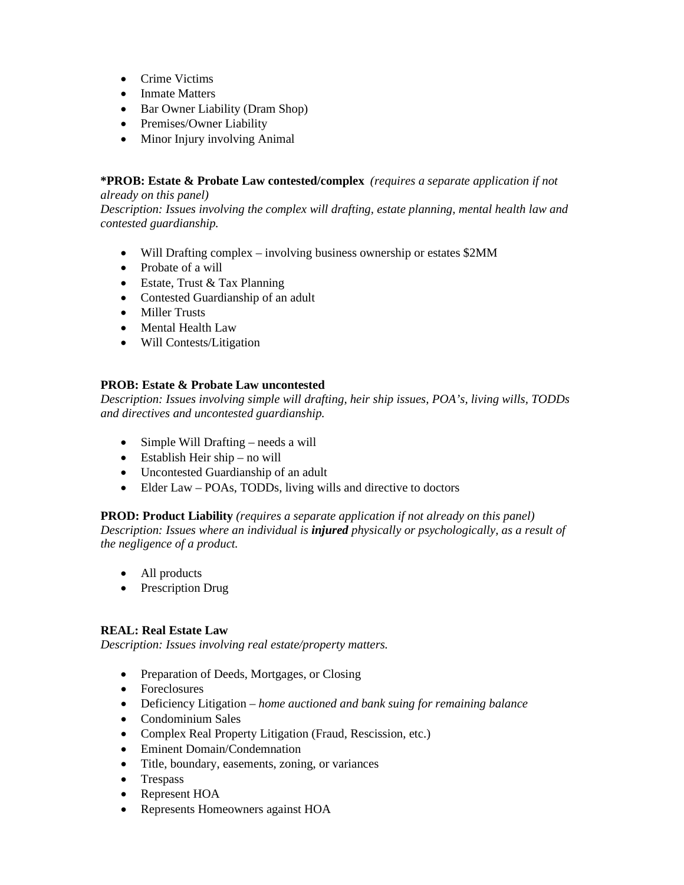- Crime Victims
- Inmate Matters
- Bar Owner Liability (Dram Shop)
- Premises/Owner Liability
- Minor Injury involving Animal

**\*PROB: Estate & Probate Law contested/complex** *(requires a separate application if not already on this panel)*
*Description: Issues involving the complex will drafting, estate planning, mental health law and contested guardianship.*

- Will Drafting complex – involving business ownership or estates $2MM
- Probate of a will
- Estate, Trust & Tax Planning
- Contested Guardianship of an adult
- Miller Trusts
- Mental Health Law
- Will Contests/Litigation

**PROB: Estate & Probate Law uncontested**
*Description: Issues involving simple will drafting, heir ship issues, POA's, living wills, TODDs and directives and uncontested guardianship.*

- Simple Will Drafting – needs a will
- Establish Heir ship – no will
- Uncontested Guardianship of an adult
- Elder Law – POAs, TODDs, living wills and directive to doctors

**PROD: Product Liability** *(requires a separate application if not already on this panel)*
*Description: Issues where an individual is **injured** physically or psychologically, as a result of the negligence of a product.*

- All products
- Prescription Drug

**REAL: Real Estate Law**
*Description: Issues involving real estate/property matters.*

- Preparation of Deeds, Mortgages, or Closing
- Foreclosures
- Deficiency Litigation – *home auctioned and bank suing for remaining balance*
- Condominium Sales
- Complex Real Property Litigation (Fraud, Rescission, etc.)
- Eminent Domain/Condemnation
- Title, boundary, easements, zoning, or variances
- Trespass
- Represent HOA
- Represents Homeowners against HOA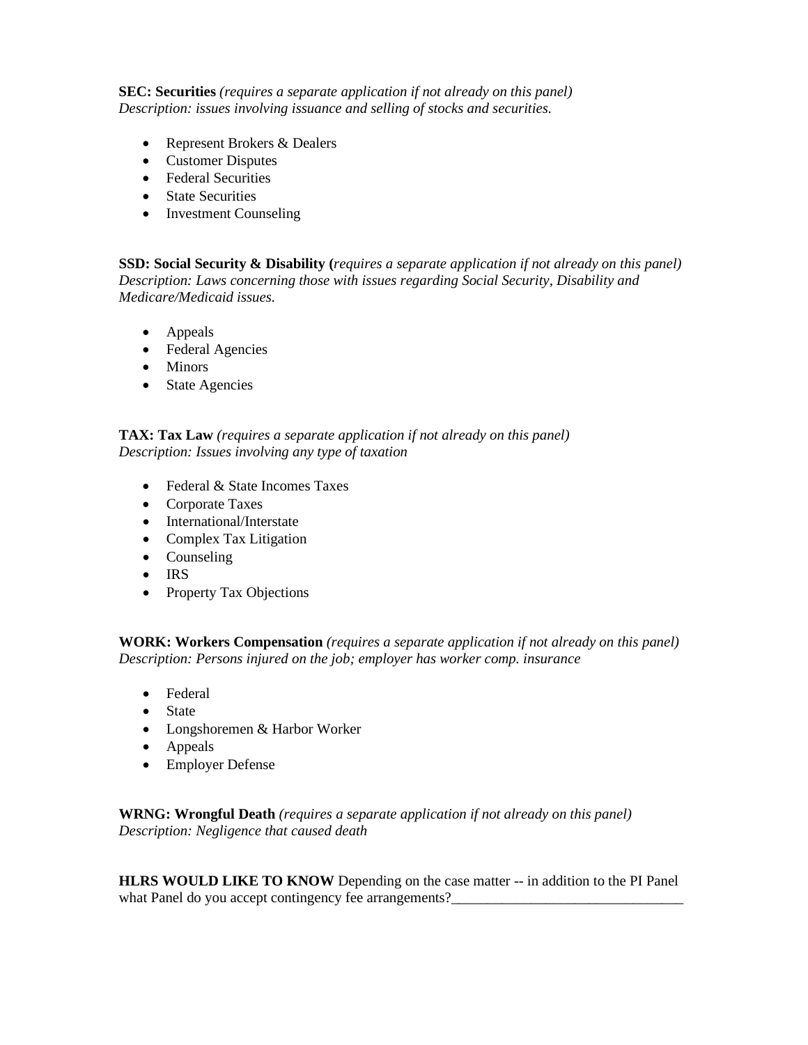**SEC: Securities** *(requires a separate application if not already on this panel)*
*Description: issues involving issuance and selling of stocks and securities.*

- Represent Brokers & Dealers
- Customer Disputes
- Federal Securities
- State Securities
- Investment Counseling

**SSD: Social Security & Disability (***requires a separate application if not already on this panel)*
*Description: Laws concerning those with issues regarding Social Security, Disability and Medicare/Medicaid issues.*

- Appeals
- Federal Agencies
- Minors
- State Agencies

**TAX: Tax Law** *(requires a separate application if not already on this panel)*
*Description: Issues involving any type of taxation*

- Federal & State Incomes Taxes
- Corporate Taxes
- International/Interstate
- Complex Tax Litigation
- Counseling
- IRS
- Property Tax Objections

**WORK: Workers Compensation** *(requires a separate application if not already on this panel)*
*Description: Persons injured on the job; employer has worker comp. insurance*

- Federal
- State
- Longshoremen & Harbor Worker
- Appeals
- Employer Defense

**WRNG: Wrongful Death** *(requires a separate application if not already on this panel)*
*Description: Negligence that caused death*

**HLRS WOULD LIKE TO KNOW** Depending on the case matter -- in addition to the PI Panel what Panel do you accept contingency fee arrangements?________________________________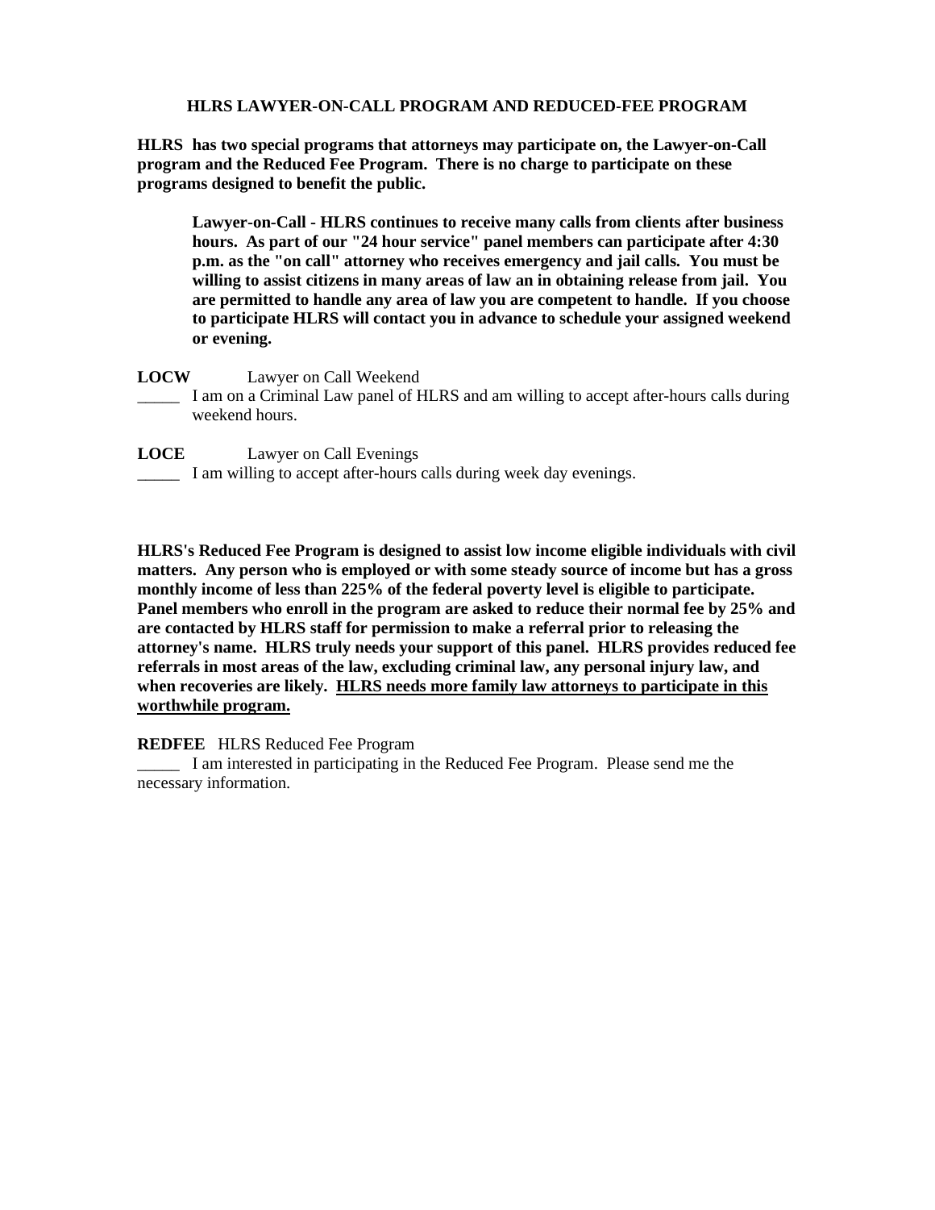**HLRS LAWYER-ON-CALL PROGRAM AND REDUCED-FEE PROGRAM**

**HLRS has two special programs that attorneys may participate on, the Lawyer-on-Call program and the Reduced Fee Program. There is no charge to participate on these programs designed to benefit the public.**

> **Lawyer-on-Call - HLRS continues to receive many calls from clients after business hours. As part of our "24 hour service" panel members can participate after 4:30 p.m. as the "on call" attorney who receives emergency and jail calls. You must be willing to assist citizens in many areas of law an in obtaining release from jail. You are permitted to handle any area of law you are competent to handle. If you choose to participate HLRS will contact you in advance to schedule your assigned weekend or evening.**

**LOCW** Lawyer on Call Weekend

_____ I am on a Criminal Law panel of HLRS and am willing to accept after-hours calls during weekend hours.

**LOCE** Lawyer on Call Evenings

_____ I am willing to accept after-hours calls during week day evenings.

**HLRS's Reduced Fee Program is designed to assist low income eligible individuals with civil matters. Any person who is employed or with some steady source of income but has a gross monthly income of less than 225% of the federal poverty level is eligible to participate. Panel members who enroll in the program are asked to reduce their normal fee by 25% and are contacted by HLRS staff for permission to make a referral prior to releasing the attorney's name. HLRS truly needs your support of this panel. HLRS provides reduced fee referrals in most areas of the law, excluding criminal law, any personal injury law, and when recoveries are likely. <u>HLRS needs more family law attorneys to participate in this worthwhile program.</u>**

**REDFEE** HLRS Reduced Fee Program

_____ I am interested in participating in the Reduced Fee Program. Please send me the necessary information.